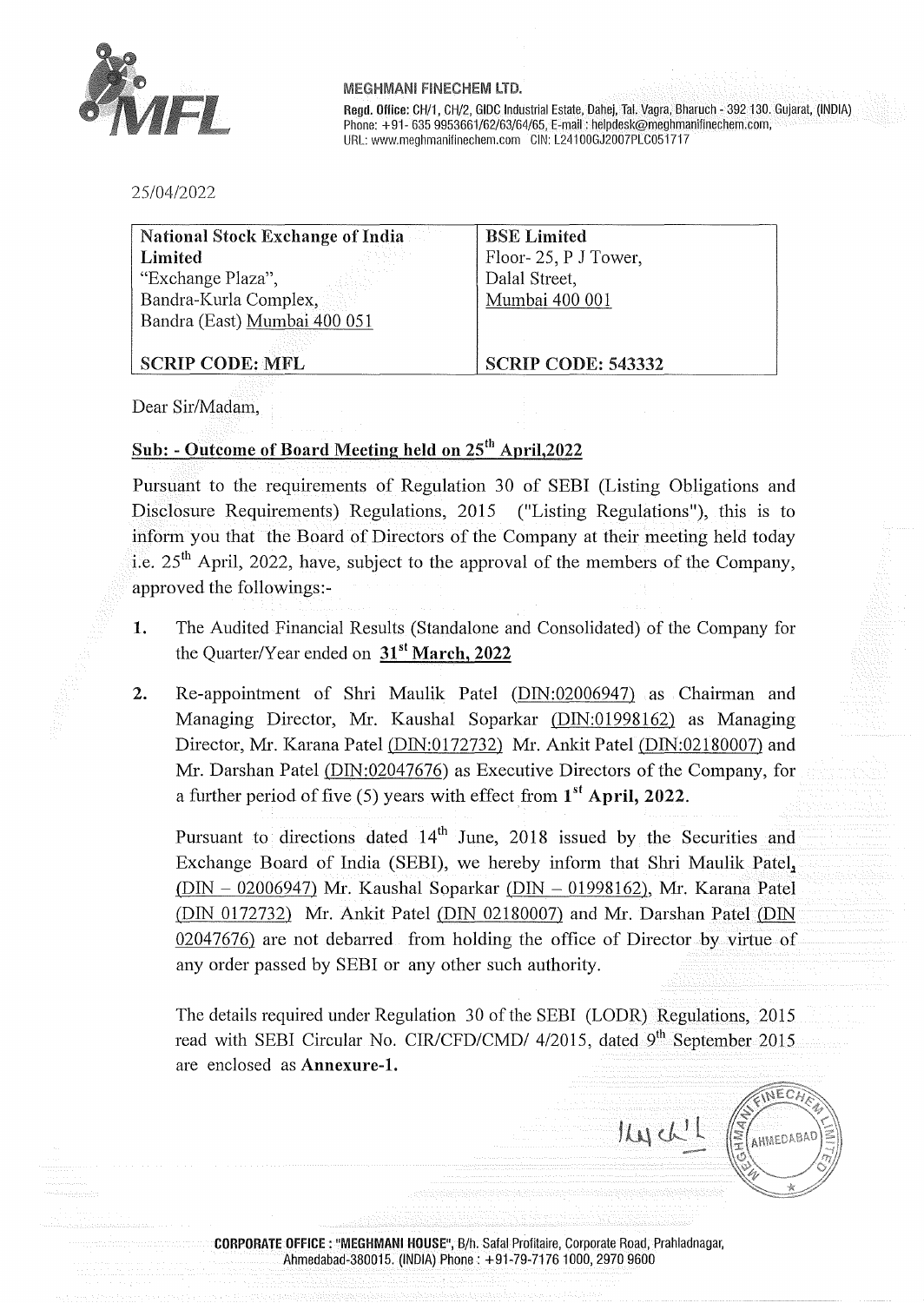**MEGHMANI FINECHEM LTD.**

**Regd. Office:** CH/1, CH/2, GIDC Industrial Estate, Dahej, Tal. Vagra, Bharuch - 392 130. Gujarat, (INDIA)
Phone: +91- 635 9953661/62/63/64/65, E-mail : helpdesk@meghmanifinechem.com,
URL: www.meghmanifinechem.com CIN: L24100GJ2007PLC051717

25/04/2022

| **National Stock Exchange of India Limited**<br>"Exchange Plaza",<br>Bandra-Kurla Complex,<br>Bandra (East) Mumbai 400 051 | **BSE Limited**<br>Floor- 25, P J Tower,<br>Dalal Street,<br>Mumbai 400 001 |
|---|---|
| **SCRIP CODE: MFL** | **SCRIP CODE: 543332** |

Dear Sir/Madam,

**Sub: - Outcome of Board Meeting held on 25th April,2022**

Pursuant to the requirements of Regulation 30 of SEBI (Listing Obligations and Disclosure Requirements) Regulations, 2015 ("Listing Regulations"), this is to inform you that the Board of Directors of the Company at their meeting held today i.e. 25th April, 2022, have, subject to the approval of the members of the Company, approved the followings:-

1. The Audited Financial Results (Standalone and Consolidated) of the Company for the Quarter/Year ended on **31st March, 2022**

2. Re-appointment of Shri Maulik Patel (DIN:02006947) as Chairman and Managing Director, Mr. Kaushal Soparkar (DIN:01998162) as Managing Director, Mr. Karana Patel (DIN:0172732) Mr. Ankit Patel (DIN:02180007) and Mr. Darshan Patel (DIN:02047676) as Executive Directors of the Company, for a further period of five (5) years with effect from **1st April, 2022.**

   Pursuant to directions dated 14th June, 2018 issued by the Securities and Exchange Board of India (SEBI), we hereby inform that Shri Maulik Patel, (DIN – 02006947) Mr. Kaushal Soparkar (DIN – 01998162), Mr. Karana Patel (DIN 0172732) Mr. Ankit Patel (DIN 02180007) and Mr. Darshan Patel (DIN 02047676) are not debarred from holding the office of Director by virtue of any order passed by SEBI or any other such authority.

   The details required under Regulation 30 of the SEBI (LODR) Regulations, 2015 read with SEBI Circular No. CIR/CFD/CMD/ 4/2015, dated 9th September 2015 are enclosed as **Annexure-1.**

**CORPORATE OFFICE : "MEGHMANI HOUSE"**, B/h. Safal Profitaire, Corporate Road, Prahladnagar, Ahmedabad-380015. (INDIA) Phone : +91-79-7176 1000, 2970 9600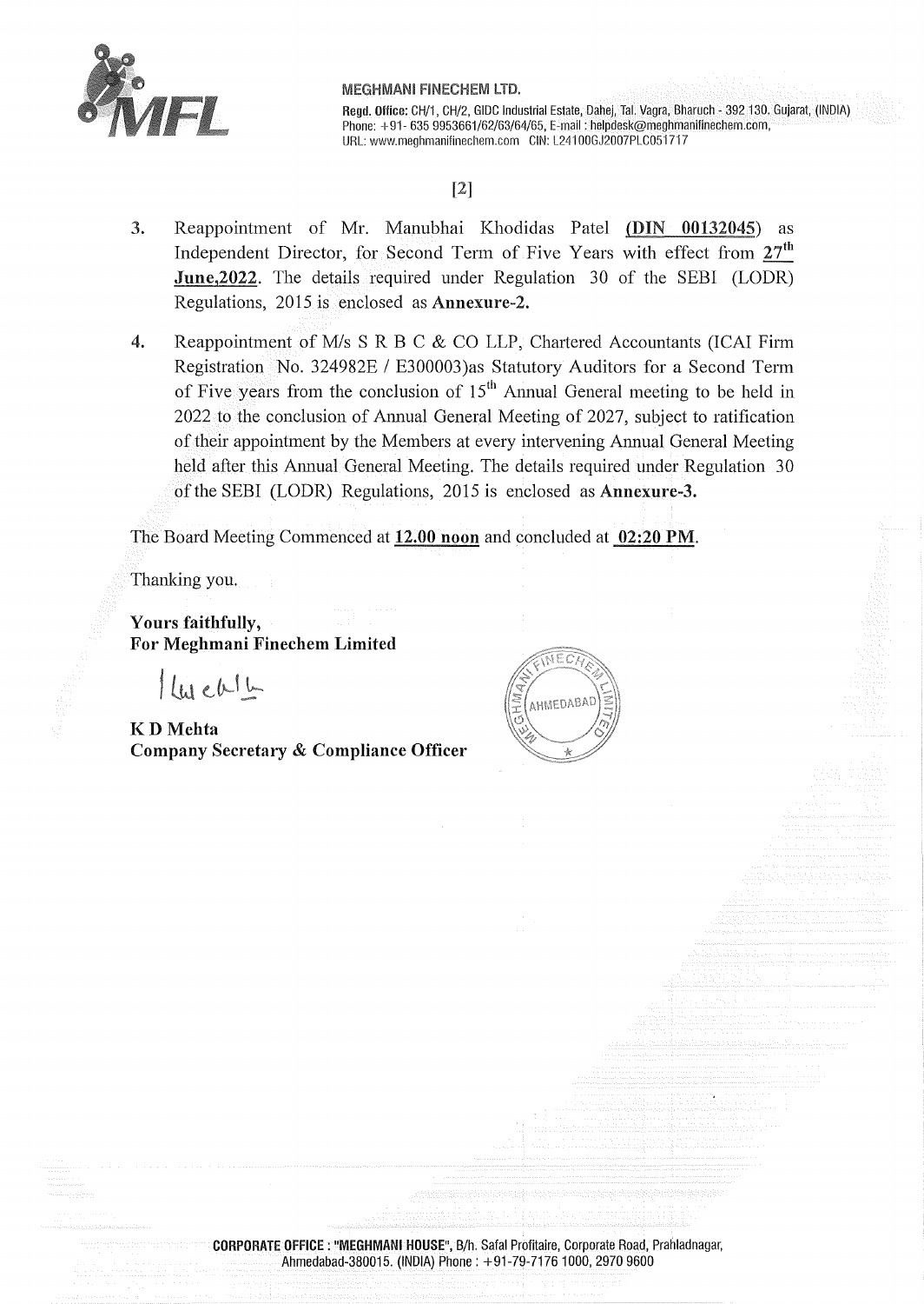3. Reappointment of Mr. Manubhai Khodidas Patel **(DIN 00132045)** as Independent Director, for Second Term of Five Years with effect from **27th June,2022**. The details required under Regulation 30 of the SEBI (LODR) Regulations, 2015 is enclosed as **Annexure-2.**

4. Reappointment of M/s S R B C & CO LLP, Chartered Accountants (ICAI Firm Registration No. 324982E / E300003)as Statutory Auditors for a Second Term of Five years from the conclusion of 15th Annual General meeting to be held in 2022 to the conclusion of Annual General Meeting of 2027, subject to ratification of their appointment by the Members at every intervening Annual General Meeting held after this Annual General Meeting. The details required under Regulation 30 of the SEBI (LODR) Regulations, 2015 is enclosed as **Annexure-3.**

The Board Meeting Commenced at **12.00 noon** and concluded at **02:20 PM**.

Thanking you.

**Yours faithfully,**
**For Meghmani Finechem Limited**

**K D Mehta**
**Company Secretary & Compliance Officer**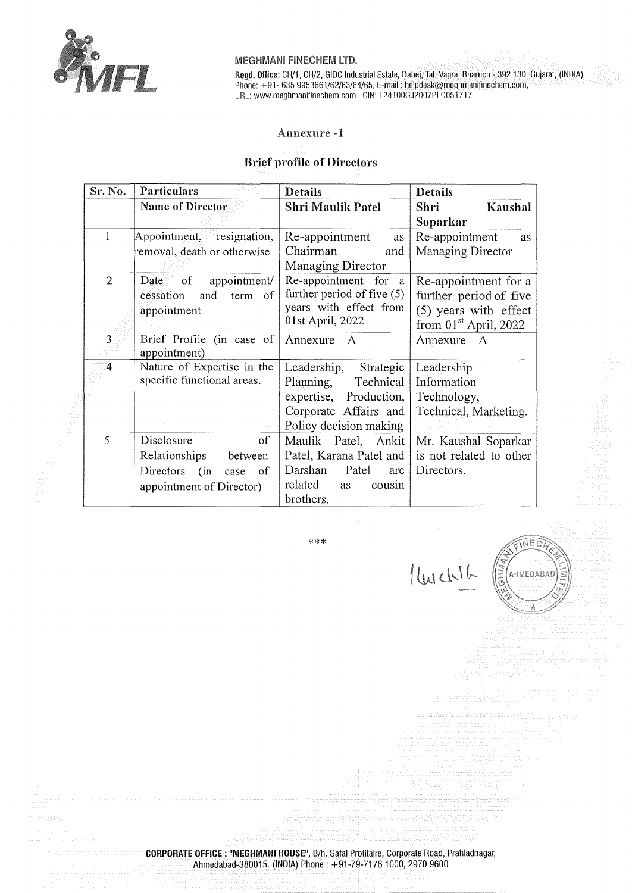MEGHMANI FINECHEM LTD.

**Regd. Office:** CH/1, CH/2, GIDC Industrial Estate, Dahej, Tal. Vagra, Bharuch - 392 130. Gujarat, (INDIA)
Phone: +91- 635 9953661/62/63/64/65, E-mail : helpdesk@meghmanifinechem.com,
URL: www.meghmanifinechem.com CIN: L24100GJ2007PLC051717

## Annexure -1

## Brief profile of Directors

| Sr. No. | Particulars | Details | Details |
|---|---|---|---|
| | **Name of Director** | **Shri Maulik Patel** | **Shri Kaushal Soparkar** |
| 1 | Appointment, resignation, removal, death or otherwise | Re-appointment as Chairman and Managing Director | Re-appointment as Managing Director |
| 2 | Date of appointment/ cessation and term of appointment | Re-appointment for a further period of five (5) years with effect from 01st April, 2022 | Re-appointment for a further period of five (5) years with effect from 01st April, 2022 |
| 3 | Brief Profile (in case of appointment) | Annexure – A | Annexure – A |
| 4 | Nature of Expertise in the specific functional areas. | Leadership, Strategic Planning, Technical expertise, Production, Corporate Affairs and Policy decision making | Leadership Information Technology, Technical, Marketing. |
| 5 | Disclosure of Relationships between Directors (in case of appointment of Director) | Maulik Patel, Ankit Patel, Karana Patel and Darshan Patel are related as cousin brothers. | Mr. Kaushal Soparkar is not related to other Directors. |

\*\*\*

**CORPORATE OFFICE : "MEGHMANI HOUSE"**, B/h. Safal Profitaire, Corporate Road, Prahladnagar, Ahmedabad-380015. (INDIA) Phone : +91-79-7176 1000, 2970 9600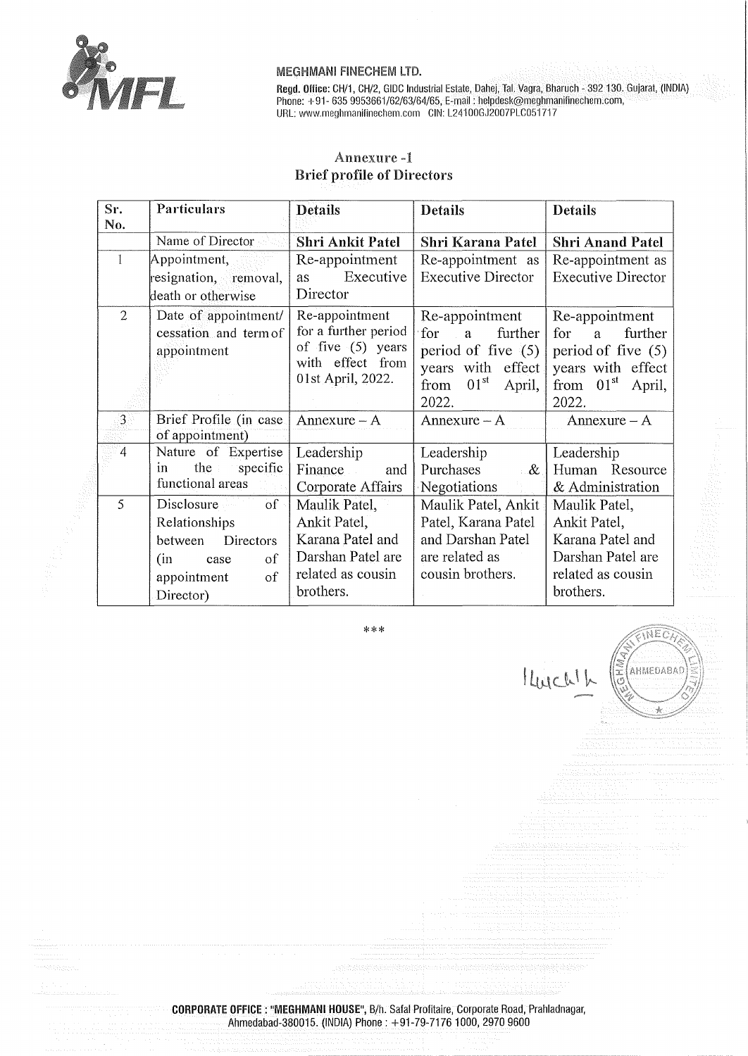MEGHMANI FINECHEM LTD.

**Regd. Office:** CH/1, CH/2, GIDC Industrial Estate, Dahej, Tal. Vagra, Bharuch - 392 130. Gujarat, (INDIA)
Phone: +91- 635 9953661/62/63/64/65, E-mail : helpdesk@meghmanifinechem.com,
URL: www.meghmanifinechem.com CIN: L24100GJ2007PLC051717

## Annexure -1
## Brief profile of Directors

| Sr. No. | Particulars | Details | Details | Details |
|---|---|---|---|---|
| | Name of Director | **Shri Ankit Patel** | **Shri Karana Patel** | **Shri Anand Patel** |
| 1 | Appointment, resignation, removal, death or otherwise | Re-appointment as Executive Director | Re-appointment as Executive Director | Re-appointment as Executive Director |
| 2 | Date of appointment/ cessation and term of appointment | Re-appointment for a further period of five (5) years with effect from 01st April, 2022. | Re-appointment for a further period of five (5) years with effect from 01st April, 2022. | Re-appointment for a further period of five (5) years with effect from 01st April, 2022. |
| 3 | Brief Profile (in case of appointment) | Annexure – A | Annexure – A | Annexure – A |
| 4 | Nature of Expertise in the specific functional areas | Leadership Finance and Corporate Affairs | Leadership Purchases & Negotiations | Leadership Human Resource & Administration |
| 5 | Disclosure of Relationships between Directors (in case of appointment of Director) | Maulik Patel, Ankit Patel, Karana Patel and Darshan Patel are related as cousin brothers. | Maulik Patel, Ankit Patel, Karana Patel and Darshan Patel are related as cousin brothers. | Maulik Patel, Ankit Patel, Karana Patel and Darshan Patel are related as cousin brothers. |

***

**CORPORATE OFFICE : "MEGHMANI HOUSE",** B/h. Safal Profitaire, Corporate Road, Prahladnagar, Ahmedabad-380015. (INDIA) Phone : +91-79-7176 1000, 2970 9600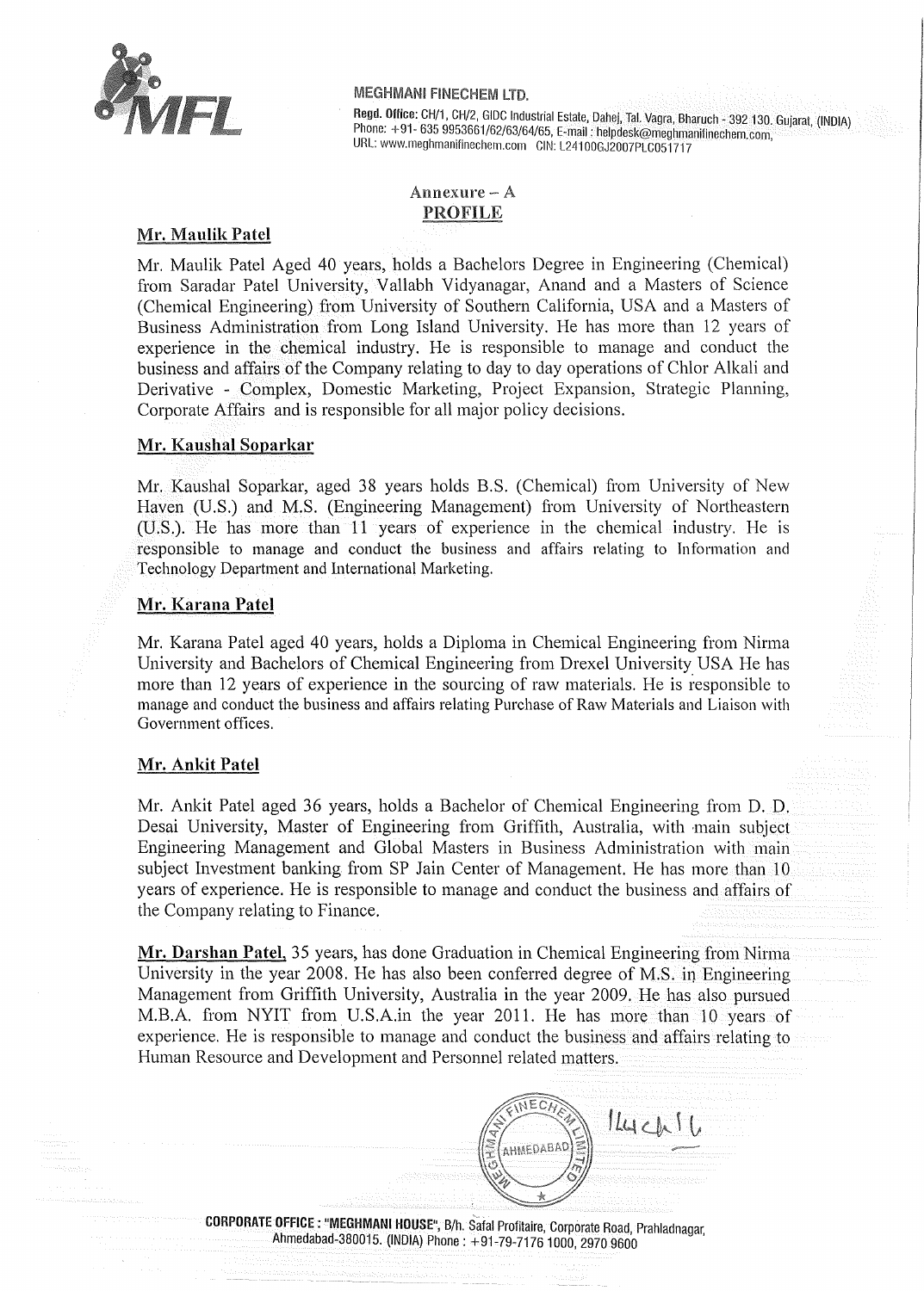MEGHMANI FINECHEM LTD.

Regd. Office: CH/1, CH/2, GIDC Industrial Estate, Dahej, Tal. Vagra, Bharuch - 392 130. Gujarat, (INDIA)
Phone: +91- 635 9953661/62/63/64/65, E-mail : helpdesk@meghmanifinechem.com,
URL: www.meghmanifinechem.com CIN: L24100GJ2007PLC051717

## Annexure – A
## PROFILE

### Mr. Maulik Patel

Mr. Maulik Patel Aged 40 years, holds a Bachelors Degree in Engineering (Chemical) from Saradar Patel University, Vallabh Vidyanagar, Anand and a Masters of Science (Chemical Engineering) from University of Southern California, USA and a Masters of Business Administration from Long Island University. He has more than 12 years of experience in the chemical industry. He is responsible to manage and conduct the business and affairs of the Company relating to day to day operations of Chlor Alkali and Derivative - Complex, Domestic Marketing, Project Expansion, Strategic Planning, Corporate Affairs and is responsible for all major policy decisions.

### Mr. Kaushal Soparkar

Mr. Kaushal Soparkar, aged 38 years holds B.S. (Chemical) from University of New Haven (U.S.) and M.S. (Engineering Management) from University of Northeastern (U.S.). He has more than 11 years of experience in the chemical industry. He is responsible to manage and conduct the business and affairs relating to Information and Technology Department and International Marketing.

### Mr. Karana Patel

Mr. Karana Patel aged 40 years, holds a Diploma in Chemical Engineering from Nirma University and Bachelors of Chemical Engineering from Drexel University USA He has more than 12 years of experience in the sourcing of raw materials. He is responsible to manage and conduct the business and affairs relating Purchase of Raw Materials and Liaison with Government offices.

### Mr. Ankit Patel

Mr. Ankit Patel aged 36 years, holds a Bachelor of Chemical Engineering from D. D. Desai University, Master of Engineering from Griffith, Australia, with main subject Engineering Management and Global Masters in Business Administration with main subject Investment banking from SP Jain Center of Management. He has more than 10 years of experience. He is responsible to manage and conduct the business and affairs of the Company relating to Finance.

**Mr. Darshan Patel**, 35 years, has done Graduation in Chemical Engineering from Nirma University in the year 2008. He has also been conferred degree of M.S. in Engineering Management from Griffith University, Australia in the year 2009. He has also pursued M.B.A. from NYIT from U.S.A.in the year 2011. He has more than 10 years of experience. He is responsible to manage and conduct the business and affairs relating to Human Resource and Development and Personnel related matters.

CORPORATE OFFICE : "MEGHMANI HOUSE", B/h. Safal Profitaire, Corporate Road, Prahladnagar, Ahmedabad-380015. (INDIA) Phone : +91-79-7176 1000, 2970 9600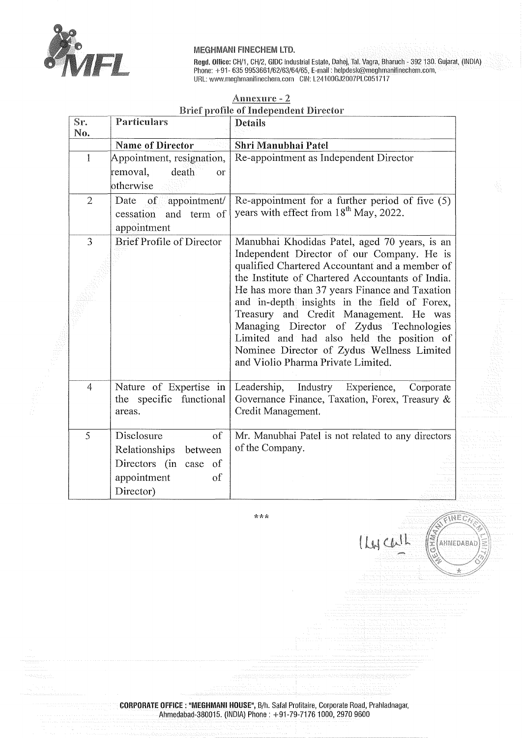MEGHMANI FINECHEM LTD.

**Regd. Office:** CH/1, CH/2, GIDC Industrial Estate, Dahej, Tal. Vagra, Bharuch - 392 130. Gujarat, (INDIA)
Phone: +91- 635 9953661/62/63/64/65, E-mail : helpdesk@meghmanifinechem.com,
URL: www.meghmanifinechem.com CIN: L24100GJ2007PLC051717

## Annexure - 2

### Brief profile of Independent Director

| Sr. No. | Particulars | Details |
|---|---|---|
| | **Name of Director** | **Shri Manubhai Patel** |
| 1 | Appointment, resignation, removal, death or otherwise | Re-appointment as Independent Director |
| 2 | Date of appointment/ cessation and term of appointment | Re-appointment for a further period of five (5) years with effect from 18th May, 2022. |
| 3 | Brief Profile of Director | Manubhai Khodidas Patel, aged 70 years, is an Independent Director of our Company. He is qualified Chartered Accountant and a member of the Institute of Chartered Accountants of India. He has more than 37 years Finance and Taxation and in-depth insights in the field of Forex, Treasury and Credit Management. He was Managing Director of Zydus Technologies Limited and had also held the position of Nominee Director of Zydus Wellness Limited and Violio Pharma Private Limited. |
| 4 | Nature of Expertise in the specific functional areas. | Leadership, Industry Experience, Corporate Governance Finance, Taxation, Forex, Treasury & Credit Management. |
| 5 | Disclosure of Relationships between Directors (in case of appointment of Director) | Mr. Manubhai Patel is not related to any directors of the Company. |

***

**CORPORATE OFFICE : "MEGHMANI HOUSE",** B/h. Safal Profitaire, Corporate Road, Prahladnagar, Ahmedabad-380015. (INDIA) Phone : +91-79-7176 1000, 2970 9600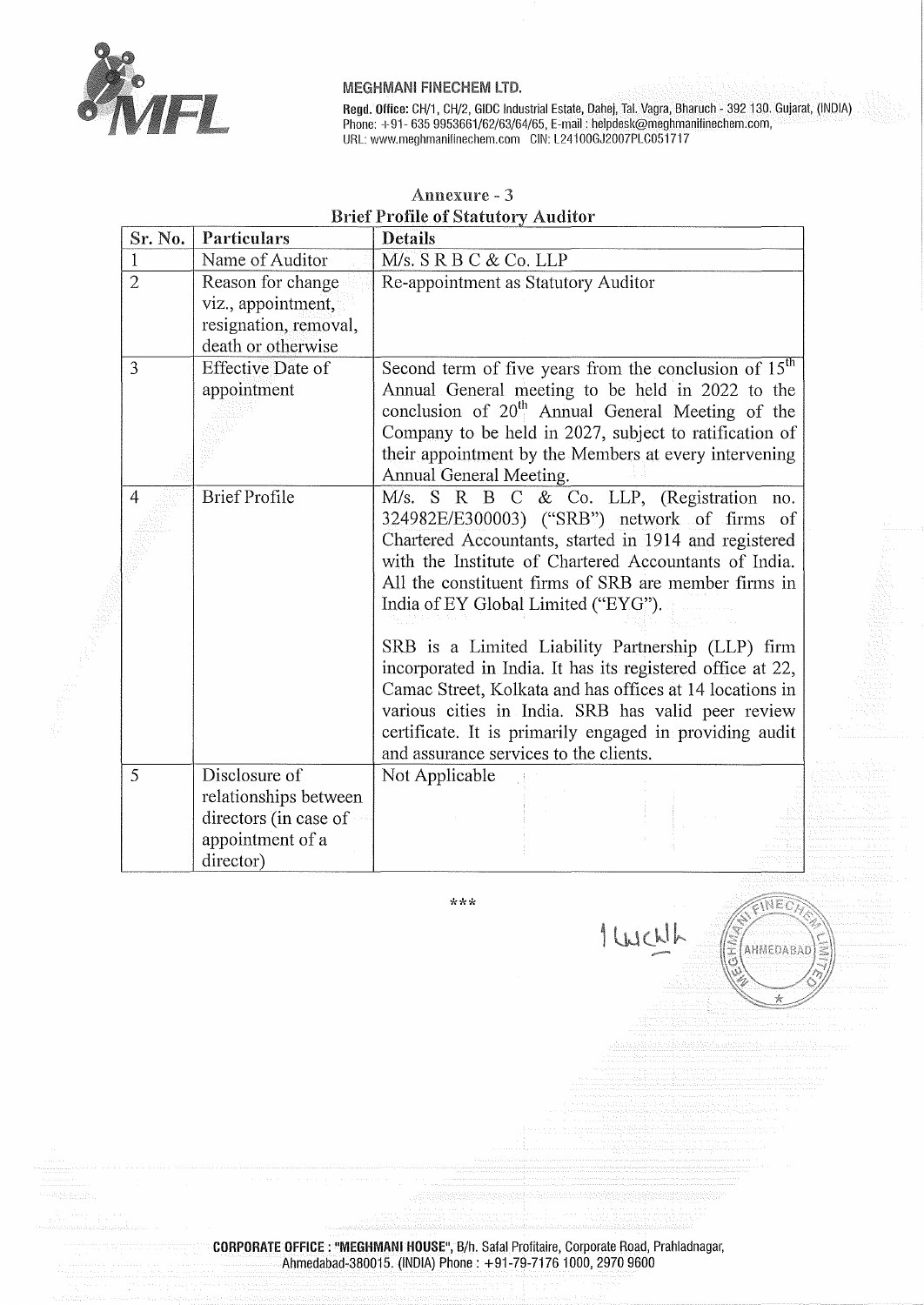MEGHMANI FINECHEM LTD.

**Regd. Office:** CH/1, CH/2, GIDC Industrial Estate, Dahej, Tal. Vagra, Bharuch - 392 130. Gujarat, (INDIA)
Phone: +91- 635 9953661/62/63/64/65, E-mail : helpdesk@meghmanifinechem.com,
URL: www.meghmanifinechem.com CIN: L24100GJ2007PLC051717

## Annexure - 3
## Brief Profile of Statutory Auditor

| Sr. No. | Particulars | Details |
|---|---|---|
| 1 | Name of Auditor | M/s. S R B C & Co. LLP |
| 2 | Reason for change viz., appointment, resignation, removal, death or otherwise | Re-appointment as Statutory Auditor |
| 3 | Effective Date of appointment | Second term of five years from the conclusion of 15th Annual General meeting to be held in 2022 to the conclusion of 20th Annual General Meeting of the Company to be held in 2027, subject to ratification of their appointment by the Members at every intervening Annual General Meeting. |
| 4 | Brief Profile | M/s. S R B C & Co. LLP, (Registration no. 324982E/E300003) ("SRB") network of firms of Chartered Accountants, started in 1914 and registered with the Institute of Chartered Accountants of India. All the constituent firms of SRB are member firms in India of EY Global Limited ("EYG").<br><br>SRB is a Limited Liability Partnership (LLP) firm incorporated in India. It has its registered office at 22, Camac Street, Kolkata and has offices at 14 locations in various cities in India. SRB has valid peer review certificate. It is primarily engaged in providing audit and assurance services to the clients. |
| 5 | Disclosure of relationships between directors (in case of appointment of a director) | Not Applicable |

***

**CORPORATE OFFICE : "MEGHMANI HOUSE"**, B/h. Safal Profitaire, Corporate Road, Prahladnagar, Ahmedabad-380015. (INDIA) Phone : +91-79-7176 1000, 2970 9600